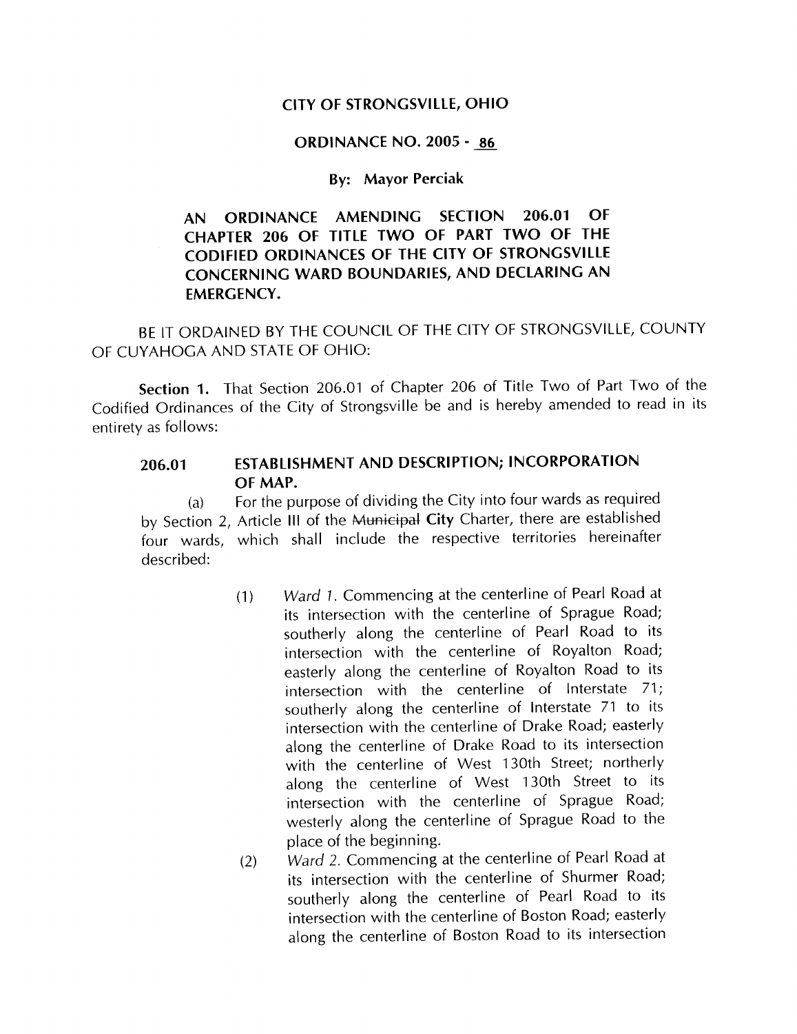# CITY OF STRONGSVILLE, OHIO

## ORDINANCE NO. 2005 - 86

**By: Mayor Perciak**

**AN ORDINANCE AMENDING SECTION 206.01 OF CHAPTER 206 OF TITLE TWO OF PART TWO OF THE CODIFIED ORDINANCES OF THE CITY OF STRONGSVILLE CONCERNING WARD BOUNDARIES, AND DECLARING AN EMERGENCY.**

BE IT ORDAINED BY THE COUNCIL OF THE CITY OF STRONGSVILLE, COUNTY OF CUYAHOGA AND STATE OF OHIO:

**Section 1.** That Section 206.01 of Chapter 206 of Title Two of Part Two of the Codified Ordinances of the City of Strongsville be and is hereby amended to read in its entirety as follows:

**206.01 ESTABLISHMENT AND DESCRIPTION; INCORPORATION OF MAP.**

(a) For the purpose of dividing the City into four wards as required by Section 2, Article III of the ~~Municipal~~ **City** Charter, there are established four wards, which shall include the respective territories hereinafter described:

(1) *Ward 1.* Commencing at the centerline of Pearl Road at its intersection with the centerline of Sprague Road; southerly along the centerline of Pearl Road to its intersection with the centerline of Royalton Road; easterly along the centerline of Royalton Road to its intersection with the centerline of Interstate 71; southerly along the centerline of Interstate 71 to its intersection with the centerline of Drake Road; easterly along the centerline of Drake Road to its intersection with the centerline of West 130th Street; northerly along the centerline of West 130th Street to its intersection with the centerline of Sprague Road; westerly along the centerline of Sprague Road to the place of the beginning.

(2) *Ward 2.* Commencing at the centerline of Pearl Road at its intersection with the centerline of Shurmer Road; southerly along the centerline of Pearl Road to its intersection with the centerline of Boston Road; easterly along the centerline of Boston Road to its intersection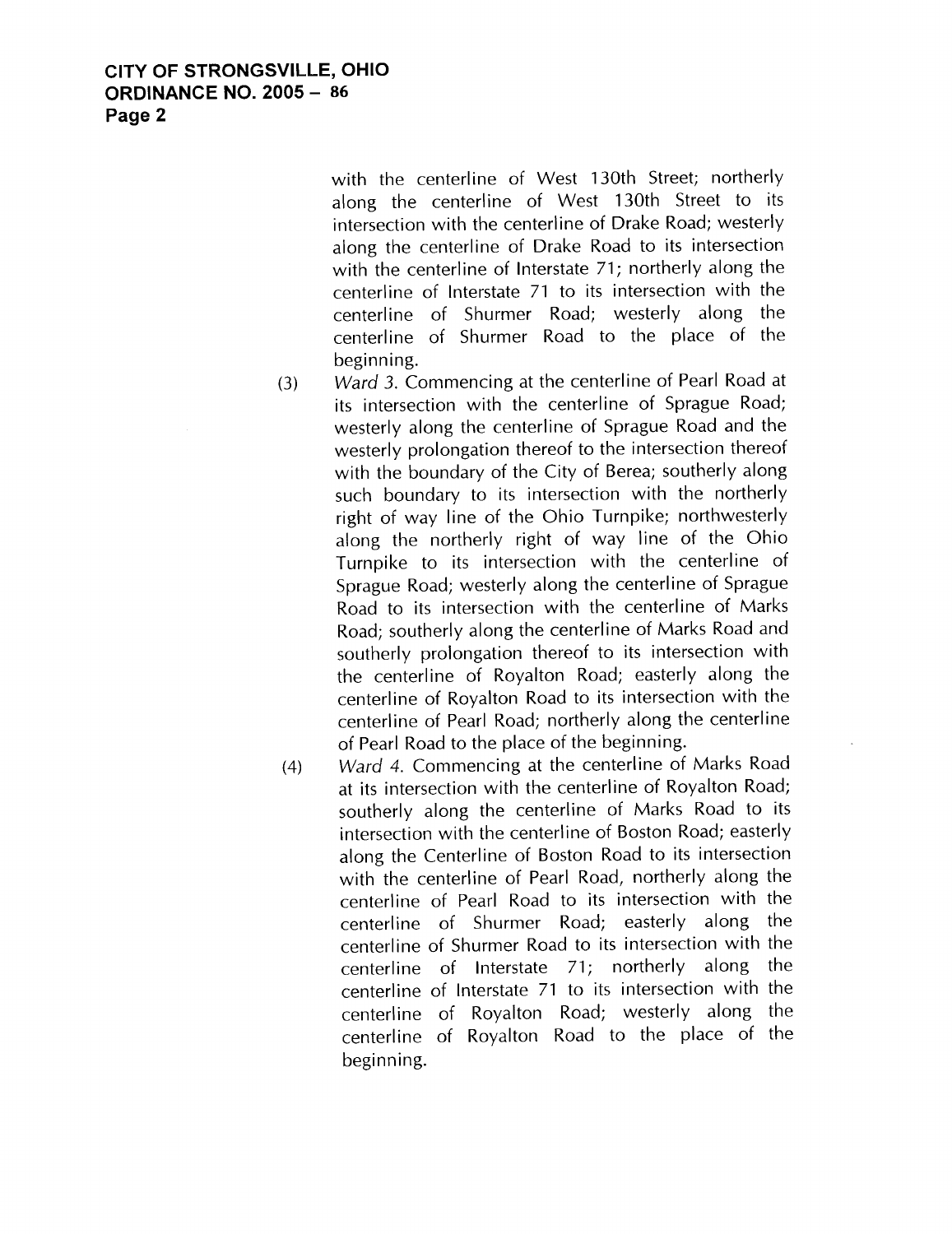with the centerline of West 130th Street; northerly along the centerline of West 130th Street to its intersection with the centerline of Drake Road; westerly along the centerline of Drake Road to its intersection with the centerline of Interstate 71; northerly along the centerline of Interstate 71 to its intersection with the centerline of Shurmer Road; westerly along the centerline of Shurmer Road to the place of the beginning.

(3) *Ward 3.* Commencing at the centerline of Pearl Road at its intersection with the centerline of Sprague Road; westerly along the centerline of Sprague Road and the westerly prolongation thereof to the intersection thereof with the boundary of the City of Berea; southerly along such boundary to its intersection with the northerly right of way line of the Ohio Turnpike; northwesterly along the northerly right of way line of the Ohio Turnpike to its intersection with the centerline of Sprague Road; westerly along the centerline of Sprague Road to its intersection with the centerline of Marks Road; southerly along the centerline of Marks Road and southerly prolongation thereof to its intersection with the centerline of Royalton Road; easterly along the centerline of Royalton Road to its intersection with the centerline of Pearl Road; northerly along the centerline of Pearl Road to the place of the beginning.

(4) *Ward 4.* Commencing at the centerline of Marks Road at its intersection with the centerline of Royalton Road; southerly along the centerline of Marks Road to its intersection with the centerline of Boston Road; easterly along the Centerline of Boston Road to its intersection with the centerline of Pearl Road, northerly along the centerline of Pearl Road to its intersection with the centerline of Shurmer Road; easterly along the centerline of Shurmer Road to its intersection with the centerline of Interstate 71; northerly along the centerline of Interstate 71 to its intersection with the centerline of Royalton Road; westerly along the centerline of Royalton Road to the place of the beginning.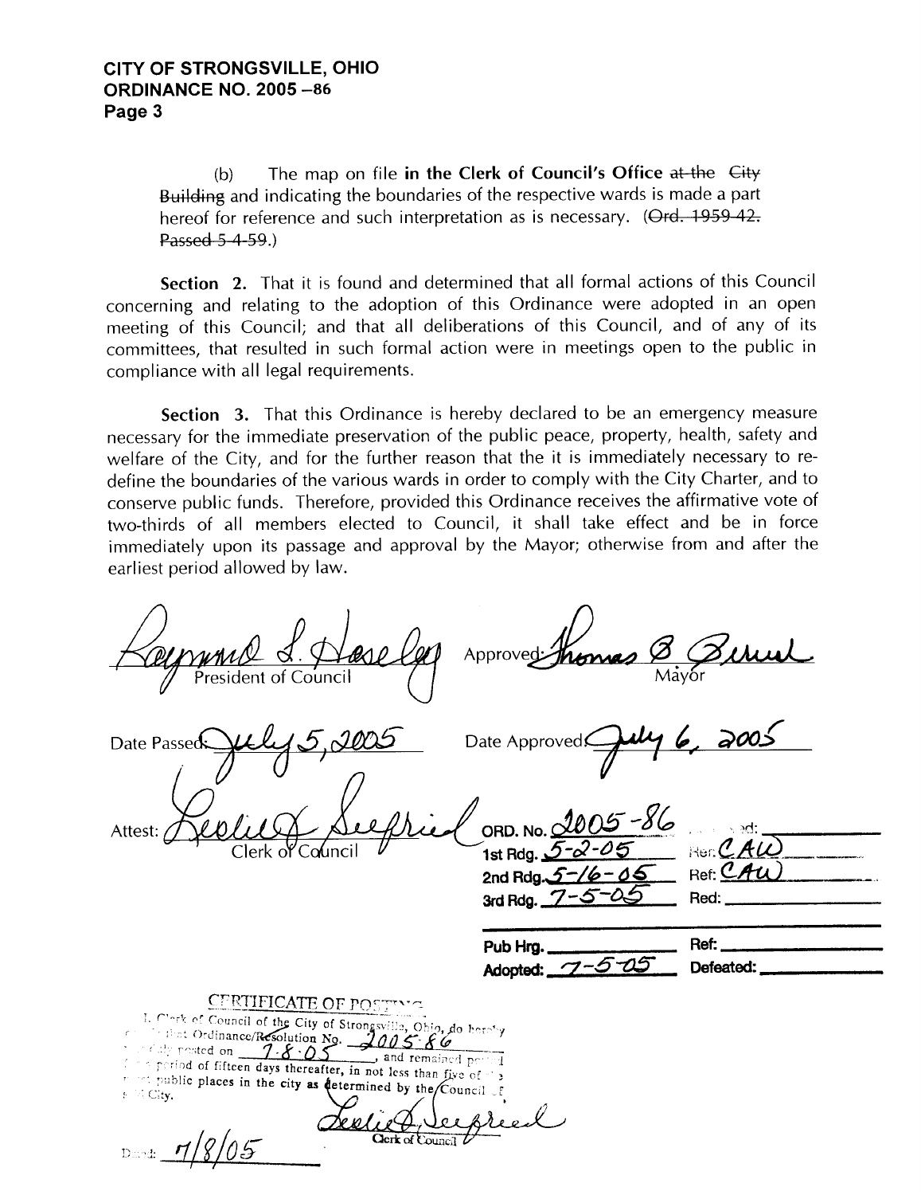**CITY OF STRONGSVILLE, OHIO**
**ORDINANCE NO. 2005 –86**
**Page 3**

(b) The map on file **in the Clerk of Council's Office** ~~at the City Building~~ and indicating the boundaries of the respective wards is made a part hereof for reference and such interpretation as is necessary. (~~Ord. 1959-42. Passed 5-4-59.~~)

**Section 2.** That it is found and determined that all formal actions of this Council concerning and relating to the adoption of this Ordinance were adopted in an open meeting of this Council; and that all deliberations of this Council, and of any of its committees, that resulted in such formal action were in meetings open to the public in compliance with all legal requirements.

**Section 3.** That this Ordinance is hereby declared to be an emergency measure necessary for the immediate preservation of the public peace, property, health, safety and welfare of the City, and for the further reason that the it is immediately necessary to re-define the boundaries of the various wards in order to comply with the City Charter, and to conserve public funds. Therefore, provided this Ordinance receives the affirmative vote of two-thirds of all members elected to Council, it shall take effect and be in force immediately upon its passage and approval by the Mayor; otherwise from and after the earliest period allowed by law.

Raymond L. Haseley
President of Council

Approved: Thomas P. Perciak
Mayor

Date Passed: July 5, 2005

Date Approved: July 6, 2005

Attest: Leslie A. Seefried
Clerk of Council

ORD. No. 2005-86
1st Rdg. 5-2-05 Ref: CAW
2nd Rdg. 5-16-05 Ref: CAW
3rd Rdg. 7-5-05 Ref:

Pub Hrg. ______ Ref: ______
Adopted: 7-5-05 Defeated: ______

CERTIFICATE OF POSTING

I, Clerk of Council of the City of Strongsville, Ohio, do hereby certify that Ordinance/Resolution No. 2005-86 was duly posted on 7-8-05, and remained posted for a period of fifteen days thereafter, in not less than five of the most public places in the city as determined by the Council of said City.

Leslie A. Seefried
Clerk of Council

Dated: 7/8/05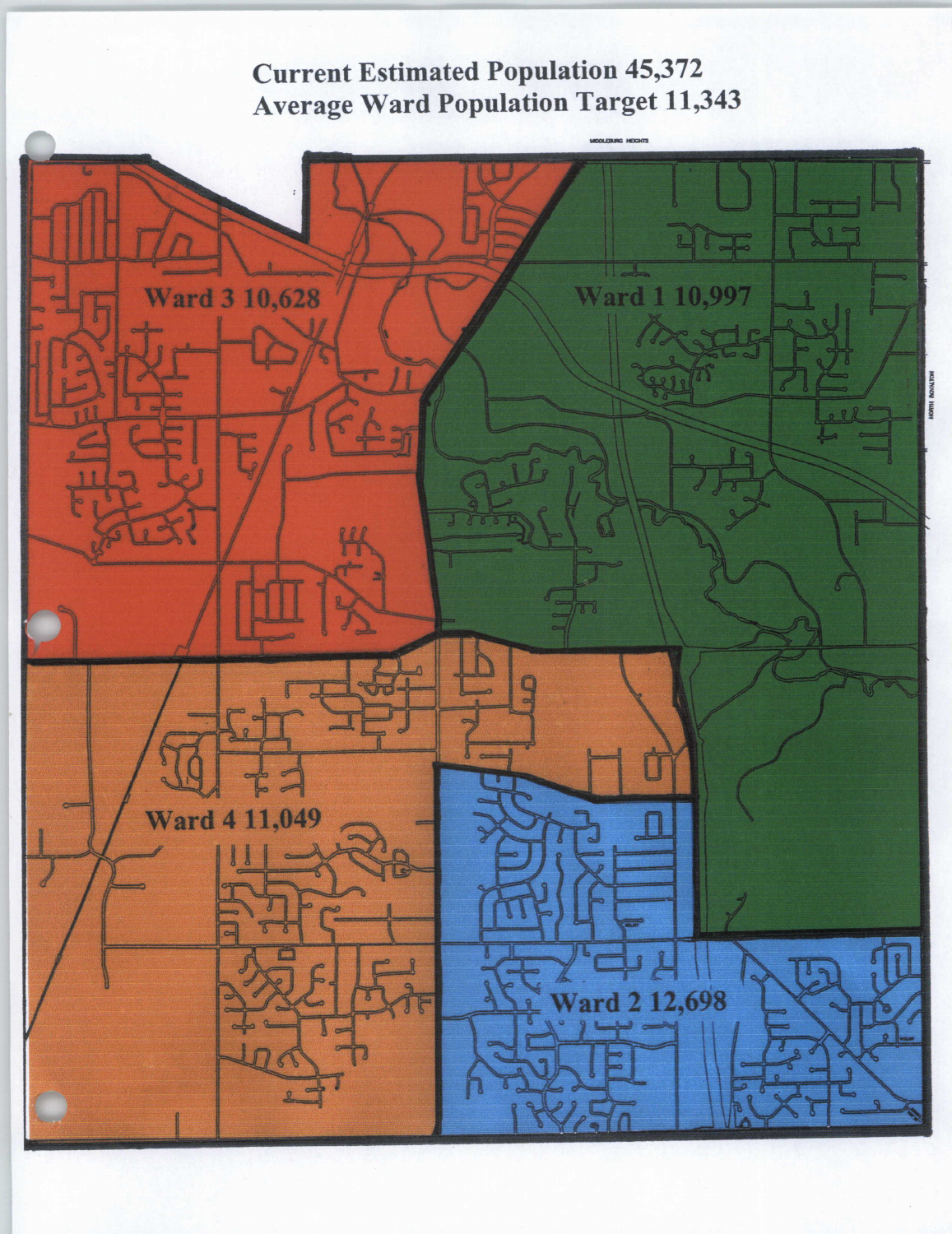**Current Estimated Population 45,372**
**Average Ward Population Target 11,343**

MIDDLEBURG HEIGHTS

NORTH ROYALTON

Ward 3 10,628

Ward 1 10,997

Ward 4 11,049

Ward 2 12,698